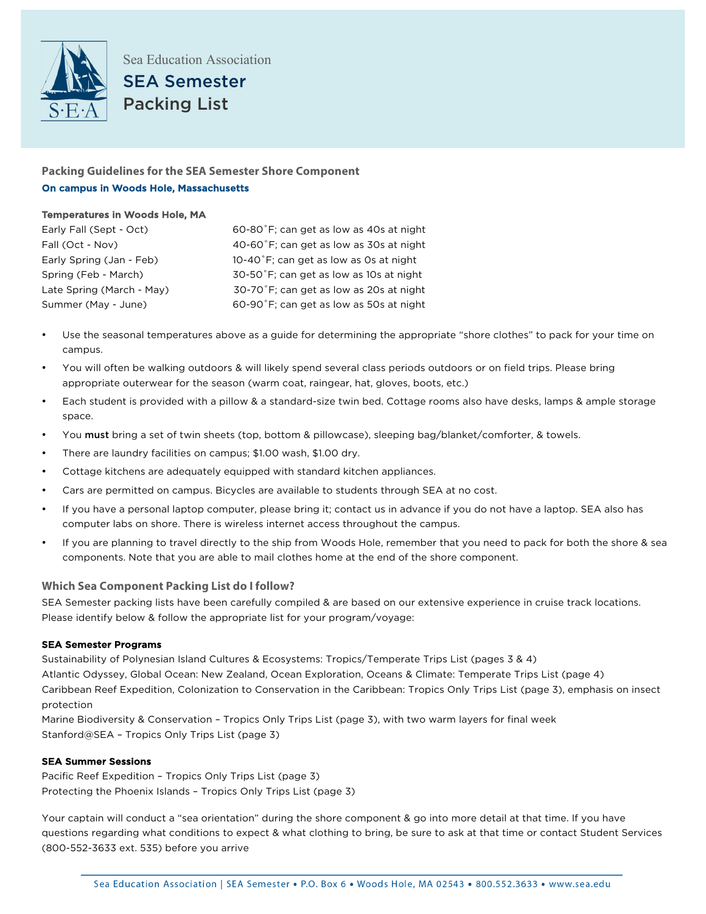Sea Education Association

# SEA Semester Packing List

## Packing Guidelines for the SEA Semester Shore Component

**On campus in Woods Hole, Massachusetts**

**Temperatures in Woods Hole, MA**

| | |
|---|---|
| Early Fall (Sept - Oct) | 60-80˚F; can get as low as 40s at night |
| Fall (Oct - Nov) | 40-60˚F; can get as low as 30s at night |
| Early Spring (Jan - Feb) | 10-40˚F; can get as low as 0s at night |
| Spring (Feb - March) | 30-50˚F; can get as low as 10s at night |
| Late Spring (March - May) | 30-70˚F; can get as low as 20s at night |
| Summer (May - June) | 60-90˚F; can get as low as 50s at night |

- Use the seasonal temperatures above as a guide for determining the appropriate "shore clothes" to pack for your time on campus.
- You will often be walking outdoors & will likely spend several class periods outdoors or on field trips. Please bring appropriate outerwear for the season (warm coat, raingear, hat, gloves, boots, etc.)
- Each student is provided with a pillow & a standard-size twin bed. Cottage rooms also have desks, lamps & ample storage space.
- You **must** bring a set of twin sheets (top, bottom & pillowcase), sleeping bag/blanket/comforter, & towels.
- There are laundry facilities on campus; $1.00 wash, $1.00 dry.
- Cottage kitchens are adequately equipped with standard kitchen appliances.
- Cars are permitted on campus. Bicycles are available to students through SEA at no cost.
- If you have a personal laptop computer, please bring it; contact us in advance if you do not have a laptop. SEA also has computer labs on shore. There is wireless internet access throughout the campus.
- If you are planning to travel directly to the ship from Woods Hole, remember that you need to pack for both the shore & sea components. Note that you are able to mail clothes home at the end of the shore component.

## Which Sea Component Packing List do I follow?

SEA Semester packing lists have been carefully compiled & are based on our extensive experience in cruise track locations. Please identify below & follow the appropriate list for your program/voyage:

**SEA Semester Programs**

Sustainability of Polynesian Island Cultures & Ecosystems: Tropics/Temperate Trips List (pages 3 & 4)
Atlantic Odyssey, Global Ocean: New Zealand, Ocean Exploration, Oceans & Climate: Temperate Trips List (page 4)
Caribbean Reef Expedition, Colonization to Conservation in the Caribbean: Tropics Only Trips List (page 3), emphasis on insect protection
Marine Biodiversity & Conservation – Tropics Only Trips List (page 3), with two warm layers for final week
Stanford@SEA – Tropics Only Trips List (page 3)

**SEA Summer Sessions**

Pacific Reef Expedition – Tropics Only Trips List (page 3)
Protecting the Phoenix Islands – Tropics Only Trips List (page 3)

Your captain will conduct a "sea orientation" during the shore component & go into more detail at that time. If you have questions regarding what conditions to expect & what clothing to bring, be sure to ask at that time or contact Student Services (800-552-3633 ext. 535) before you arrive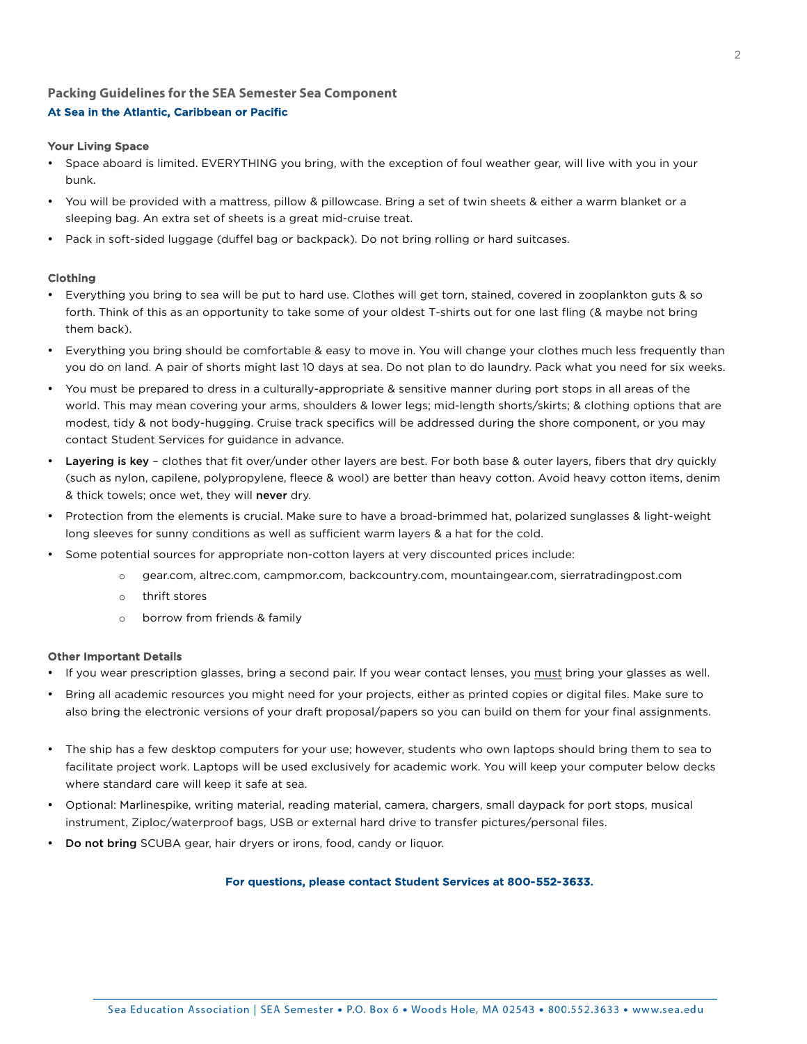## Packing Guidelines for the SEA Semester Sea Component

### At Sea in the Atlantic, Caribbean or Pacific

#### Your Living Space

- Space aboard is limited. EVERYTHING you bring, with the exception of foul weather gear, will live with you in your bunk.
- You will be provided with a mattress, pillow & pillowcase. Bring a set of twin sheets & either a warm blanket or a sleeping bag. An extra set of sheets is a great mid-cruise treat.
- Pack in soft-sided luggage (duffel bag or backpack). Do not bring rolling or hard suitcases.

#### Clothing

- Everything you bring to sea will be put to hard use. Clothes will get torn, stained, covered in zooplankton guts & so forth. Think of this as an opportunity to take some of your oldest T-shirts out for one last fling (& maybe not bring them back).
- Everything you bring should be comfortable & easy to move in. You will change your clothes much less frequently than you do on land. A pair of shorts might last 10 days at sea. Do not plan to do laundry. Pack what you need for six weeks.
- You must be prepared to dress in a culturally-appropriate & sensitive manner during port stops in all areas of the world. This may mean covering your arms, shoulders & lower legs; mid-length shorts/skirts; & clothing options that are modest, tidy & not body-hugging. Cruise track specifics will be addressed during the shore component, or you may contact Student Services for guidance in advance.
- **Layering is key** – clothes that fit over/under other layers are best. For both base & outer layers, fibers that dry quickly (such as nylon, capilene, polypropylene, fleece & wool) are better than heavy cotton. Avoid heavy cotton items, denim & thick towels; once wet, they will **never** dry.
- Protection from the elements is crucial. Make sure to have a broad-brimmed hat, polarized sunglasses & light-weight long sleeves for sunny conditions as well as sufficient warm layers & a hat for the cold.
- Some potential sources for appropriate non-cotton layers at very discounted prices include:
  - gear.com, altrec.com, campmor.com, backcountry.com, mountaingear.com, sierratradingpost.com
  - thrift stores
  - borrow from friends & family

#### Other Important Details

- If you wear prescription glasses, bring a second pair. If you wear contact lenses, you must bring your glasses as well.
- Bring all academic resources you might need for your projects, either as printed copies or digital files. Make sure to also bring the electronic versions of your draft proposal/papers so you can build on them for your final assignments.
- The ship has a few desktop computers for your use; however, students who own laptops should bring them to sea to facilitate project work. Laptops will be used exclusively for academic work. You will keep your computer below decks where standard care will keep it safe at sea.
- Optional: Marlinespike, writing material, reading material, camera, chargers, small daypack for port stops, musical instrument, Ziploc/waterproof bags, USB or external hard drive to transfer pictures/personal files.
- **Do not bring** SCUBA gear, hair dryers or irons, food, candy or liquor.

**For questions, please contact Student Services at 800-552-3633.**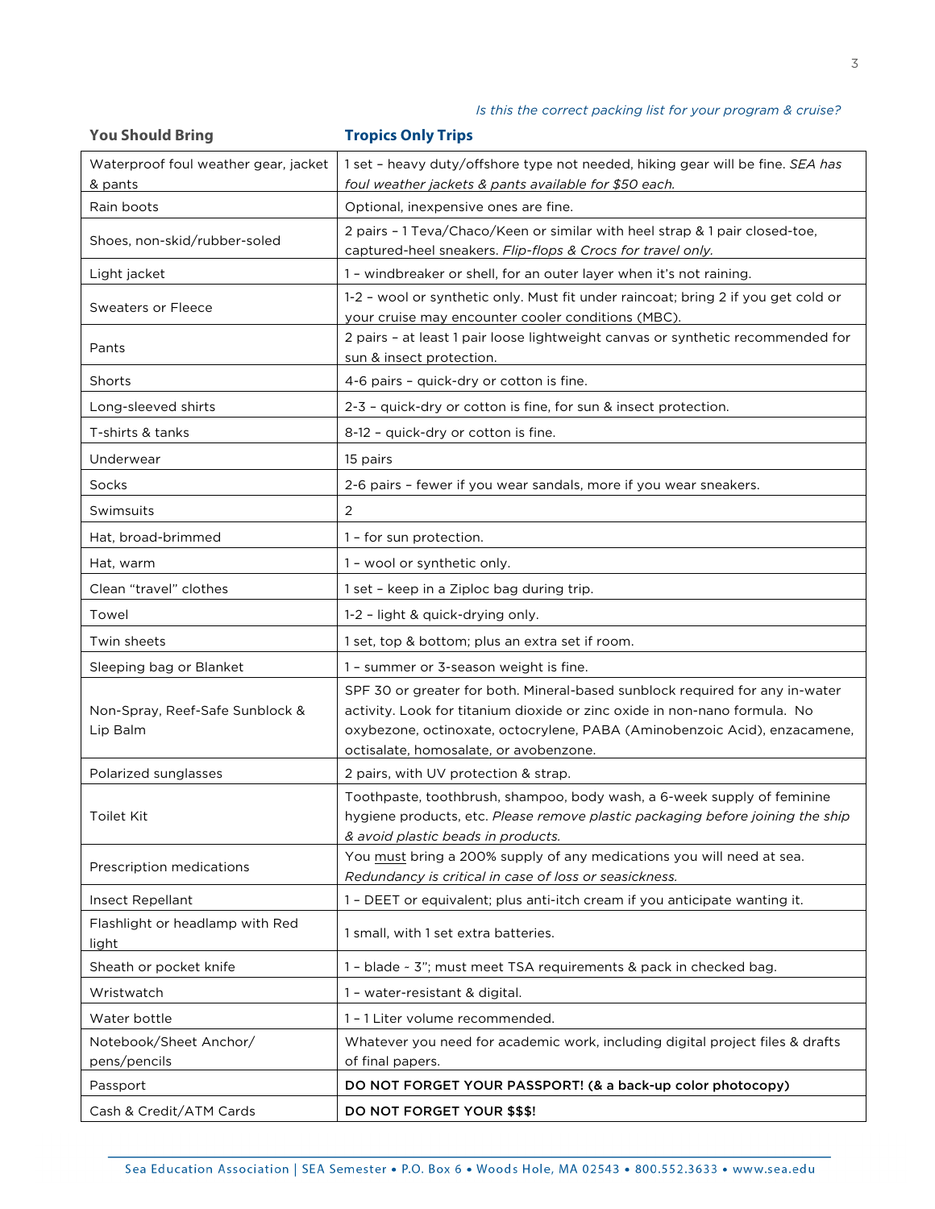*Is this the correct packing list for your program & cruise?*

| You Should Bring | Tropics Only Trips |
|---|---|
| Waterproof foul weather gear, jacket & pants | 1 set – heavy duty/offshore type not needed, hiking gear will be fine. *SEA has foul weather jackets & pants available for $50 each.* |
| Rain boots | Optional, inexpensive ones are fine. |
| Shoes, non-skid/rubber-soled | 2 pairs – 1 Teva/Chaco/Keen or similar with heel strap & 1 pair closed-toe, captured-heel sneakers. *Flip-flops & Crocs for travel only.* |
| Light jacket | 1 – windbreaker or shell, for an outer layer when it's not raining. |
| Sweaters or Fleece | 1-2 – wool or synthetic only. Must fit under raincoat; bring 2 if you get cold or your cruise may encounter cooler conditions (MBC). |
| Pants | 2 pairs – at least 1 pair loose lightweight canvas or synthetic recommended for sun & insect protection. |
| Shorts | 4-6 pairs – quick-dry or cotton is fine. |
| Long-sleeved shirts | 2-3 – quick-dry or cotton is fine, for sun & insect protection. |
| T-shirts & tanks | 8-12 – quick-dry or cotton is fine. |
| Underwear | 15 pairs |
| Socks | 2-6 pairs – fewer if you wear sandals, more if you wear sneakers. |
| Swimsuits | 2 |
| Hat, broad-brimmed | 1 – for sun protection. |
| Hat, warm | 1 – wool or synthetic only. |
| Clean "travel" clothes | 1 set – keep in a Ziploc bag during trip. |
| Towel | 1-2 – light & quick-drying only. |
| Twin sheets | 1 set, top & bottom; plus an extra set if room. |
| Sleeping bag or Blanket | 1 – summer or 3-season weight is fine. |
| Non-Spray, Reef-Safe Sunblock & Lip Balm | SPF 30 or greater for both. Mineral-based sunblock required for any in-water activity. Look for titanium dioxide or zinc oxide in non-nano formula. No oxybezone, octinoxate, octocrylene, PABA (Aminobenzoic Acid), enzacamene, octisalate, homosalate, or avobenzone. |
| Polarized sunglasses | 2 pairs, with UV protection & strap. |
| Toilet Kit | Toothpaste, toothbrush, shampoo, body wash, a 6-week supply of feminine hygiene products, etc. *Please remove plastic packaging before joining the ship & avoid plastic beads in products.* |
| Prescription medications | You <u>must</u> bring a 200% supply of any medications you will need at sea. *Redundancy is critical in case of loss or seasickness.* |
| Insect Repellant | 1 – DEET or equivalent; plus anti-itch cream if you anticipate wanting it. |
| Flashlight or headlamp with Red light | 1 small, with 1 set extra batteries. |
| Sheath or pocket knife | 1 – blade - 3"; must meet TSA requirements & pack in checked bag. |
| Wristwatch | 1 – water-resistant & digital. |
| Water bottle | 1 – 1 Liter volume recommended. |
| Notebook/Sheet Anchor/ pens/pencils | Whatever you need for academic work, including digital project files & drafts of final papers. |
| Passport | **DO NOT FORGET YOUR PASSPORT! (& a back-up color photocopy)** |
| Cash & Credit/ATM Cards | **DO NOT FORGET YOUR $$$!** |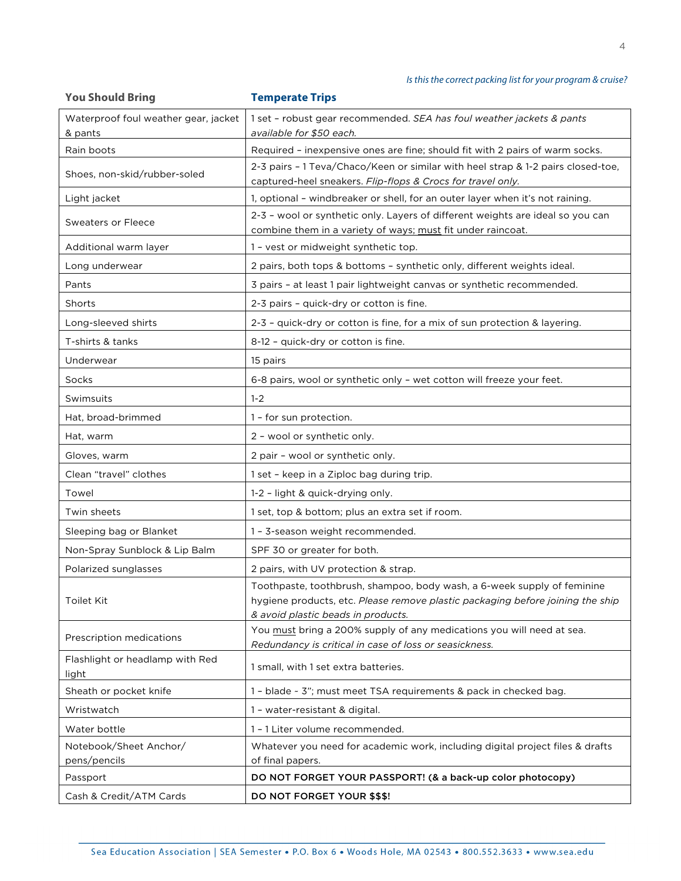*Is this the correct packing list for your program & cruise?*

| You Should Bring | Temperate Trips |
|---|---|
| Waterproof foul weather gear, jacket & pants | 1 set – robust gear recommended. *SEA has foul weather jackets & pants available for $50 each.* |
| Rain boots | Required – inexpensive ones are fine; should fit with 2 pairs of warm socks. |
| Shoes, non-skid/rubber-soled | 2-3 pairs – 1 Teva/Chaco/Keen or similar with heel strap & 1-2 pairs closed-toe, captured-heel sneakers. *Flip-flops & Crocs for travel only.* |
| Light jacket | 1, optional – windbreaker or shell, for an outer layer when it's not raining. |
| Sweaters or Fleece | 2-3 – wool or synthetic only. Layers of different weights are ideal so you can combine them in a variety of ways; <u>must</u> fit under raincoat. |
| Additional warm layer | 1 – vest or midweight synthetic top. |
| Long underwear | 2 pairs, both tops & bottoms – synthetic only, different weights ideal. |
| Pants | 3 pairs – at least 1 pair lightweight canvas or synthetic recommended. |
| Shorts | 2-3 pairs – quick-dry or cotton is fine. |
| Long-sleeved shirts | 2-3 – quick-dry or cotton is fine, for a mix of sun protection & layering. |
| T-shirts & tanks | 8-12 – quick-dry or cotton is fine. |
| Underwear | 15 pairs |
| Socks | 6-8 pairs, wool or synthetic only – wet cotton will freeze your feet. |
| Swimsuits | 1-2 |
| Hat, broad-brimmed | 1 – for sun protection. |
| Hat, warm | 2 – wool or synthetic only. |
| Gloves, warm | 2 pair – wool or synthetic only. |
| Clean "travel" clothes | 1 set – keep in a Ziploc bag during trip. |
| Towel | 1-2 – light & quick-drying only. |
| Twin sheets | 1 set, top & bottom; plus an extra set if room. |
| Sleeping bag or Blanket | 1 – 3-season weight recommended. |
| Non-Spray Sunblock & Lip Balm | SPF 30 or greater for both. |
| Polarized sunglasses | 2 pairs, with UV protection & strap. |
| Toilet Kit | Toothpaste, toothbrush, shampoo, body wash, a 6-week supply of feminine hygiene products, etc. *Please remove plastic packaging before joining the ship & avoid plastic beads in products.* |
| Prescription medications | You <u>must</u> bring a 200% supply of any medications you will need at sea. *Redundancy is critical in case of loss or seasickness.* |
| Flashlight or headlamp with Red light | 1 small, with 1 set extra batteries. |
| Sheath or pocket knife | 1 – blade ~ 3"; must meet TSA requirements & pack in checked bag. |
| Wristwatch | 1 – water-resistant & digital. |
| Water bottle | 1 – 1 Liter volume recommended. |
| Notebook/Sheet Anchor/ pens/pencils | Whatever you need for academic work, including digital project files & drafts of final papers. |
| Passport | **DO NOT FORGET YOUR PASSPORT! (& a back-up color photocopy)** |
| Cash & Credit/ATM Cards | **DO NOT FORGET YOUR $$$!** |